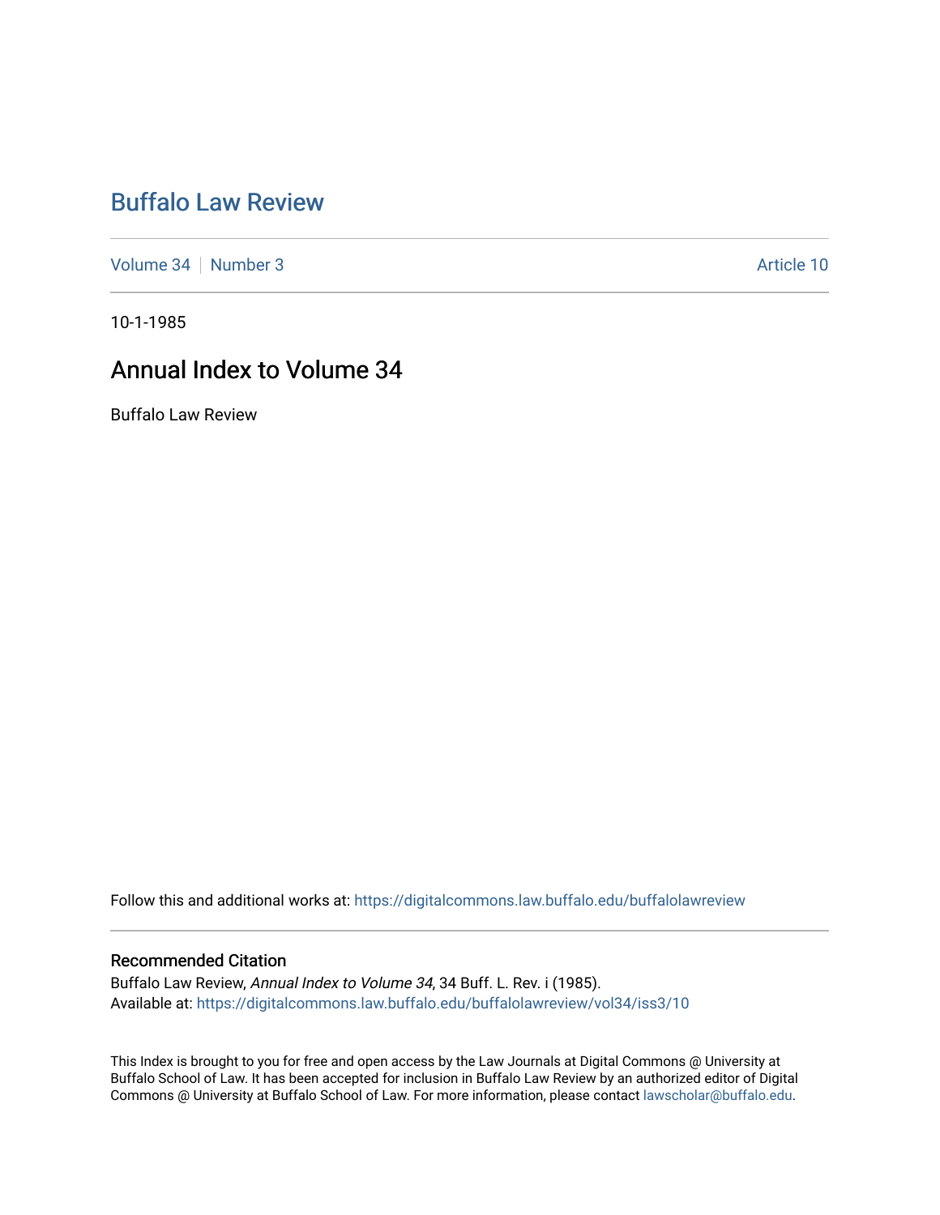# Buffalo Law Review

Volume 34 | Number 3 Article 10

10-1-1985

## Annual Index to Volume 34

Buffalo Law Review

Follow this and additional works at: https://digitalcommons.law.buffalo.edu/buffalolawreview

### Recommended Citation

Buffalo Law Review, *Annual Index to Volume 34*, 34 Buff. L. Rev. i (1985).
Available at: https://digitalcommons.law.buffalo.edu/buffalolawreview/vol34/iss3/10

This Index is brought to you for free and open access by the Law Journals at Digital Commons @ University at Buffalo School of Law. It has been accepted for inclusion in Buffalo Law Review by an authorized editor of Digital Commons @ University at Buffalo School of Law. For more information, please contact lawscholar@buffalo.edu.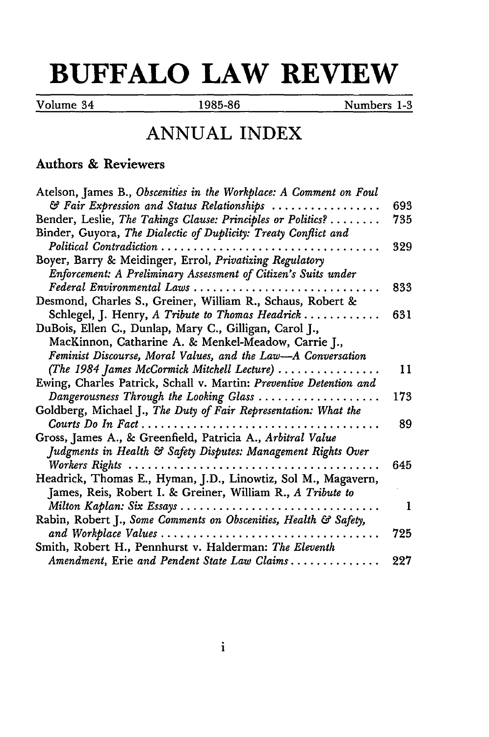# BUFFALO LAW REVIEW

Volume 34 — 1985-86 — Numbers 1-3

## ANNUAL INDEX

### Authors & Reviewers

Atelson, James B., *Obscenities in the Workplace: A Comment on Foul & Fair Expression and Status Relationships* .......... 693

Bender, Leslie, *The Takings Clause: Principles or Politics?* .......... 735

Binder, Guyora, *The Dialectic of Duplicity: Treaty Conflict and Political Contradiction* .......... 329

Boyer, Barry & Meidinger, Errol, *Privatizing Regulatory Enforcement: A Preliminary Assessment of Citizen's Suits under Federal Environmental Laws* .......... 833

Desmond, Charles S., Greiner, William R., Schaus, Robert & Schlegel, J. Henry, *A Tribute to Thomas Headrick* .......... 631

DuBois, Ellen C., Dunlap, Mary C., Gilligan, Carol J., MacKinnon, Catharine A. & Menkel-Meadow, Carrie J., *Feminist Discourse, Moral Values, and the Law—A Conversation (The 1984 James McCormick Mitchell Lecture)* .......... 11

Ewing, Charles Patrick, Schall v. Martin*: Preventive Detention and Dangerousness Through the Looking Glass* .......... 173

Goldberg, Michael J., *The Duty of Fair Representation: What the Courts Do In Fact* .......... 89

Gross, James A., & Greenfield, Patricia A., *Arbitral Value Judgments in Health & Safety Disputes: Management Rights Over Workers Rights* .......... 645

Headrick, Thomas E., Hyman, J.D., Linowtiz, Sol M., Magavern, James, Reis, Robert I. & Greiner, William R., *A Tribute to Milton Kaplan: Six Essays* .......... 1

Rabin, Robert J., *Some Comments on Obscenities, Health & Safety, and Workplace Values* .......... 725

Smith, Robert H., Pennhurst v. Halderman*: The Eleventh Amendment,* Erie *and Pendent State Law Claims* .......... 227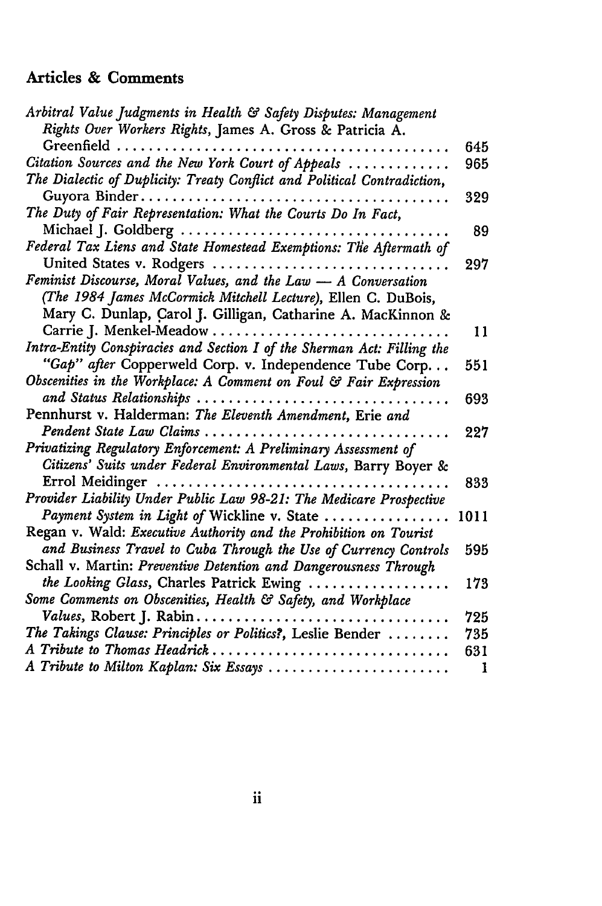## Articles & Comments

| | |
|---|---|
| *Arbitral Value Judgments in Health & Safety Disputes: Management Rights Over Workers Rights*, James A. Gross & Patricia A. Greenfield | 645 |
| *Citation Sources and the New York Court of Appeals* | 965 |
| *The Dialectic of Duplicity: Treaty Conflict and Political Contradiction*, Guyora Binder | 329 |
| *The Duty of Fair Representation: What the Courts Do In Fact*, Michael J. Goldberg | 89 |
| *Federal Tax Liens and State Homestead Exemptions: The Aftermath of* United States v. Rodgers | 297 |
| *Feminist Discourse, Moral Values, and the Law — A Conversation (The 1984 James McCormick Mitchell Lecture)*, Ellen C. DuBois, Mary C. Dunlap, Carol J. Gilligan, Catharine A. MacKinnon & Carrie J. Menkel-Meadow | 11 |
| *Intra-Entity Conspiracies and Section I of the Sherman Act: Filling the "Gap" after* Copperweld Corp. v. Independence Tube Corp. | 551 |
| *Obscenities in the Workplace: A Comment on Foul & Fair Expression and Status Relationships* | 693 |
| Pennhurst v. Halderman: *The Eleventh Amendment,* Erie *and Pendent State Law Claims* | 227 |
| *Privatizing Regulatory Enforcement: A Preliminary Assessment of Citizens' Suits under Federal Environmental Laws*, Barry Boyer & Errol Meidinger | 833 |
| *Provider Liability Under Public Law 98-21: The Medicare Prospective Payment System in Light of* Wickline v. State | 1011 |
| Regan v. Wald: *Executive Authority and the Prohibition on Tourist and Business Travel to Cuba Through the Use of Currency Controls* | 595 |
| Schall v. Martin: *Preventive Detention and Dangerousness Through the Looking Glass*, Charles Patrick Ewing | 173 |
| *Some Comments on Obscenities, Health & Safety, and Workplace Values*, Robert J. Rabin | 725 |
| *The Takings Clause: Principles or Politics?*, Leslie Bender | 735 |
| *A Tribute to Thomas Headrick* | 631 |
| *A Tribute to Milton Kaplan: Six Essays* | 1 |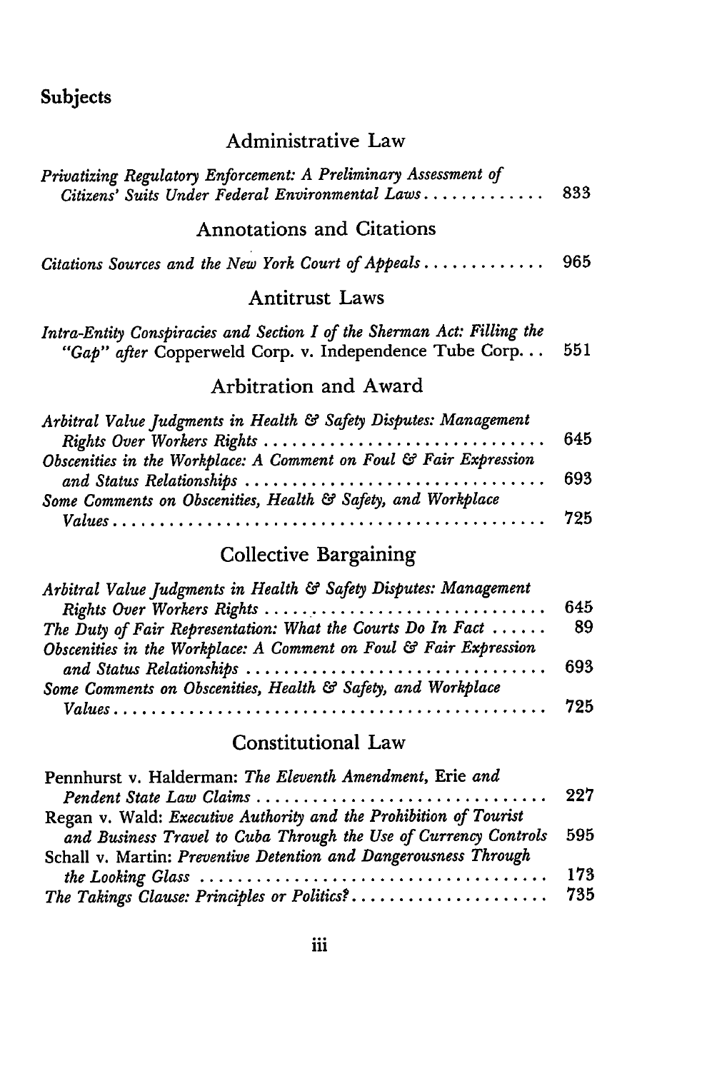# Subjects

## Administrative Law

*Privatizing Regulatory Enforcement: A Preliminary Assessment of Citizens' Suits Under Federal Environmental Laws* .............. 833

## Annotations and Citations

*Citations Sources and the New York Court of Appeals* .............. 965

## Antitrust Laws

*Intra-Entity Conspiracies and Section I of the Sherman Act: Filling the "Gap" after* Copperweld Corp. v. Independence Tube Corp. .. 551

## Arbitration and Award

*Arbitral Value Judgments in Health & Safety Disputes: Management Rights Over Workers Rights* .............................. 645

*Obscenities in the Workplace: A Comment on Foul & Fair Expression and Status Relationships* .............................. 693

*Some Comments on Obscenities, Health & Safety, and Workplace Values* .............................................. 725

## Collective Bargaining

*Arbitral Value Judgments in Health & Safety Disputes: Management Rights Over Workers Rights* .............................. 645

*The Duty of Fair Representation: What the Courts Do In Fact* ...... 89

*Obscenities in the Workplace: A Comment on Foul & Fair Expression and Status Relationships* .............................. 693

*Some Comments on Obscenities, Health & Safety, and Workplace Values* .............................................. 725

## Constitutional Law

Pennhurst v. Halderman: *The Eleventh Amendment,* Erie *and Pendent State Law Claims* .............................. 227

Regan v. Wald: *Executive Authority and the Prohibition of Tourist and Business Travel to Cuba Through the Use of Currency Controls* 595

Schall v. Martin: *Preventive Detention and Dangerousness Through the Looking Glass* .............................................. 173

*The Takings Clause: Principles or Politics?* .............................. 735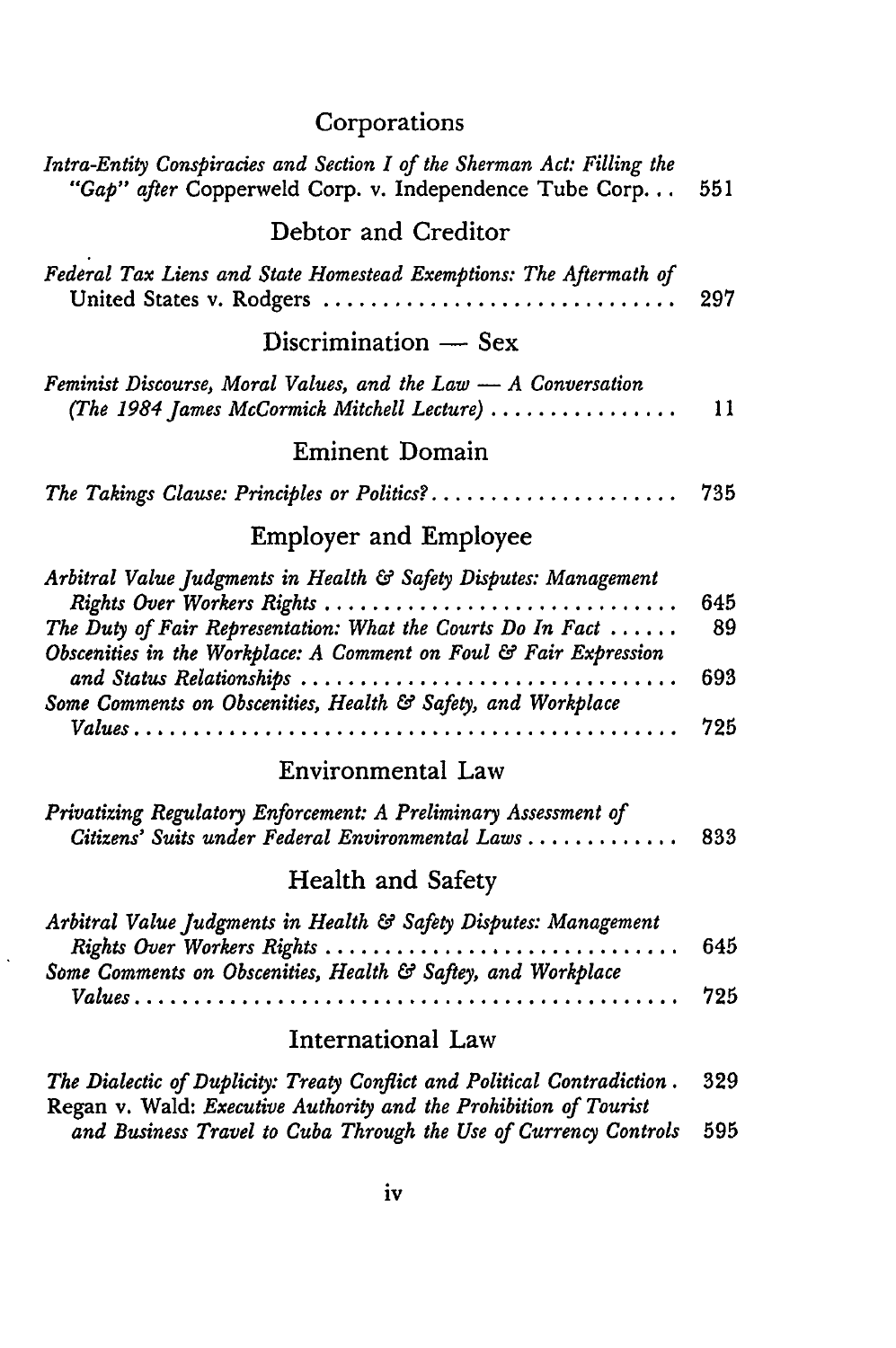## Corporations

*Intra-Entity Conspiracies and Section I of the Sherman Act: Filling the "Gap" after* Copperweld Corp. v. Independence Tube Corp. . . . 551

## Debtor and Creditor

*Federal Tax Liens and State Homestead Exemptions: The Aftermath of* United States v. Rodgers . . . . . . . . . . . . . . . . . . . . . . . . . . . . . . 297

## Discrimination — Sex

*Feminist Discourse, Moral Values, and the Law — A Conversation (The 1984 James McCormick Mitchell Lecture)* . . . . . . . . . . . . . . . . 11

## Eminent Domain

*The Takings Clause: Principles or Politics?* . . . . . . . . . . . . . . . . . . . . . 735

## Employer and Employee

*Arbitral Value Judgments in Health & Safety Disputes: Management Rights Over Workers Rights* . . . . . . . . . . . . . . . . . . . . . . . . . . . . . 645

*The Duty of Fair Representation: What the Courts Do In Fact* . . . . . . 89

*Obscenities in the Workplace: A Comment on Foul & Fair Expression and Status Relationships* . . . . . . . . . . . . . . . . . . . . . . . . . . . . . . . . 693

*Some Comments on Obscenities, Health & Safety, and Workplace Values* . . . . . . . . . . . . . . . . . . . . . . . . . . . . . . . . . . . . . . . . . . . . . 725

## Environmental Law

*Privatizing Regulatory Enforcement: A Preliminary Assessment of Citizens' Suits under Federal Environmental Laws* . . . . . . . . . . . . . 833

## Health and Safety

*Arbitral Value Judgments in Health & Safety Disputes: Management Rights Over Workers Rights* . . . . . . . . . . . . . . . . . . . . . . . . . . . . . 645

*Some Comments on Obscenities, Health & Saftey, and Workplace Values* . . . . . . . . . . . . . . . . . . . . . . . . . . . . . . . . . . . . . . . . . . . . . 725

## International Law

*The Dialectic of Duplicity: Treaty Conflict and Political Contradiction* . 329

Regan v. Wald: *Executive Authority and the Prohibition of Tourist and Business Travel to Cuba Through the Use of Currency Controls* 595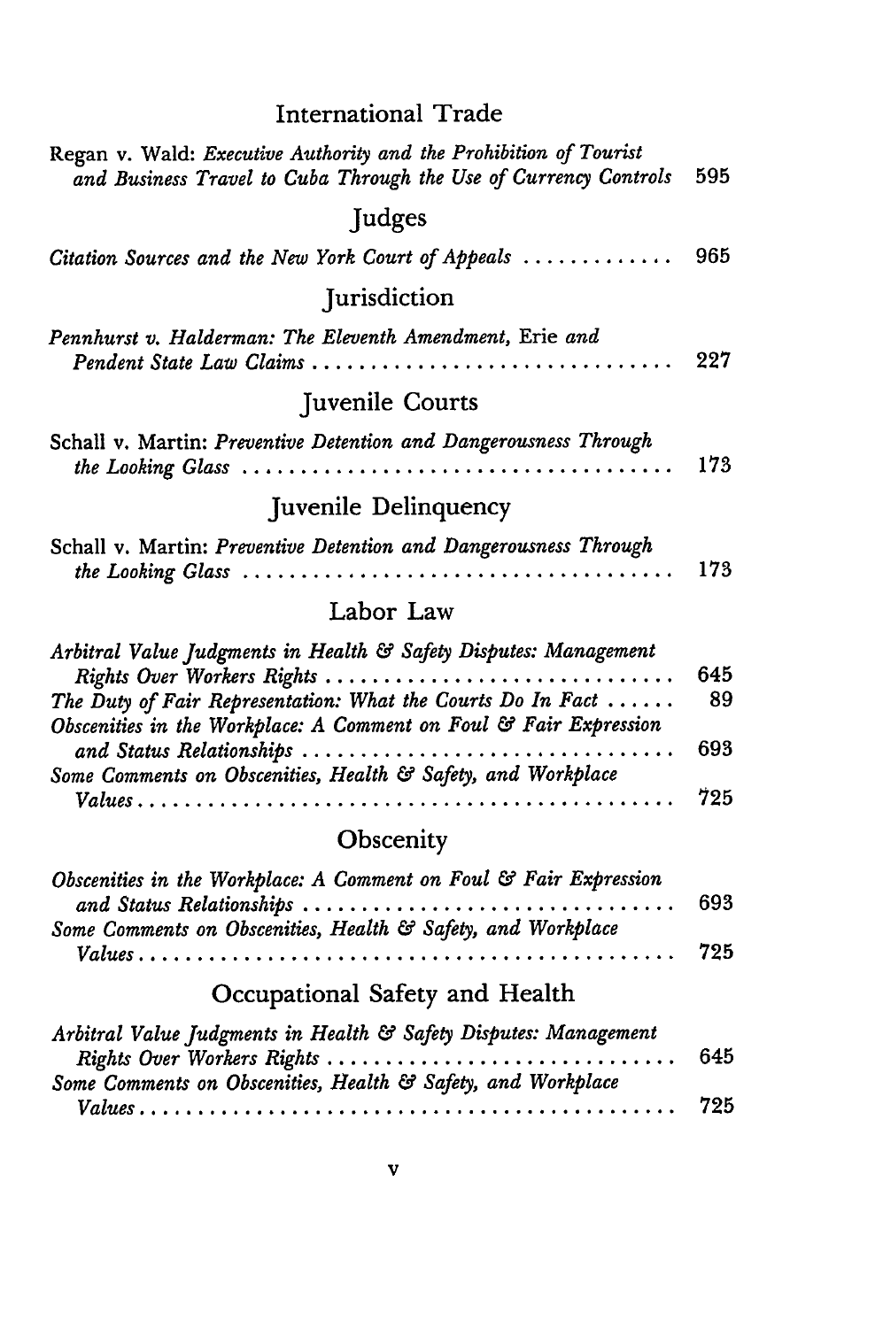## International Trade

Regan v. Wald: *Executive Authority and the Prohibition of Tourist and Business Travel to Cuba Through the Use of Currency Controls* ... 595

## Judges

*Citation Sources and the New York Court of Appeals* ... 965

## Jurisdiction

*Pennhurst v. Halderman: The Eleventh Amendment,* Erie *and Pendent State Law Claims* ... 227

## Juvenile Courts

Schall v. Martin: *Preventive Detention and Dangerousness Through the Looking Glass* ... 173

## Juvenile Delinquency

Schall v. Martin: *Preventive Detention and Dangerousness Through the Looking Glass* ... 173

## Labor Law

*Arbitral Value Judgments in Health & Safety Disputes: Management Rights Over Workers Rights* ... 645

*The Duty of Fair Representation: What the Courts Do In Fact* ... 89

*Obscenities in the Workplace: A Comment on Foul & Fair Expression and Status Relationships* ... 693

*Some Comments on Obscenities, Health & Safety, and Workplace Values* ... 725

## Obscenity

*Obscenities in the Workplace: A Comment on Foul & Fair Expression and Status Relationships* ... 693

*Some Comments on Obscenities, Health & Safety, and Workplace Values* ... 725

## Occupational Safety and Health

*Arbitral Value Judgments in Health & Safety Disputes: Management Rights Over Workers Rights* ... 645

*Some Comments on Obscenities, Health & Safety, and Workplace Values* ... 725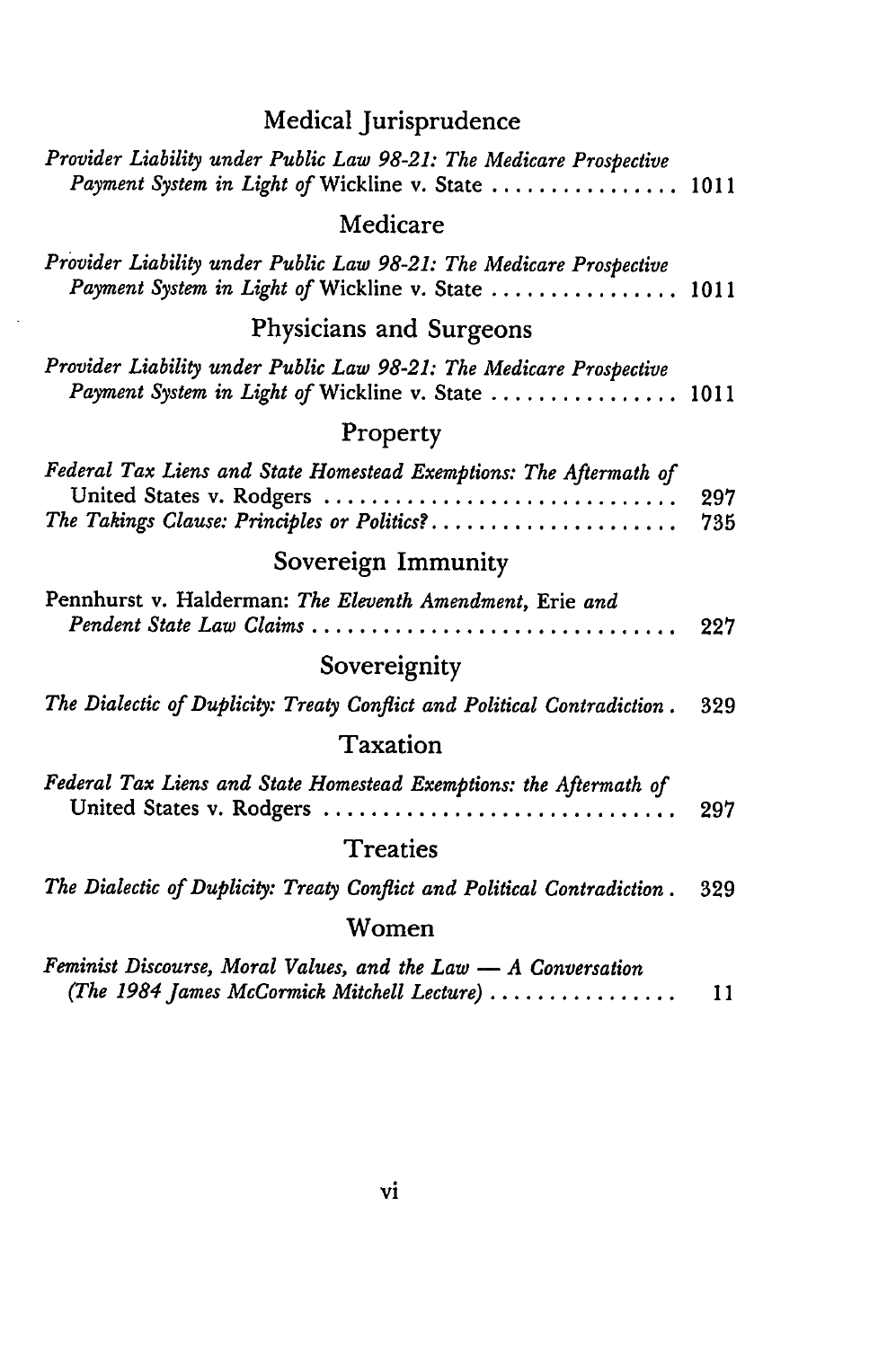## Medical Jurisprudence

*Provider Liability under Public Law 98-21: The Medicare Prospective Payment System in Light of* Wickline v. State ................ 1011

## Medicare

*Provider Liability under Public Law 98-21: The Medicare Prospective Payment System in Light of* Wickline v. State ................ 1011

## Physicians and Surgeons

*Provider Liability under Public Law 98-21: The Medicare Prospective Payment System in Light of* Wickline v. State ................ 1011

## Property

*Federal Tax Liens and State Homestead Exemptions: The Aftermath of* United States v. Rodgers .............................. 297

*The Takings Clause: Principles or Politics?* ..................... 735

## Sovereign Immunity

Pennhurst v. Halderman: *The Eleventh Amendment,* Erie *and Pendent State Law Claims* ............................... 227

## Sovereignity

*The Dialectic of Duplicity: Treaty Conflict and Political Contradiction*. 329

## Taxation

*Federal Tax Liens and State Homestead Exemptions: the Aftermath of* United States v. Rodgers .............................. 297

## Treaties

*The Dialectic of Duplicity: Treaty Conflict and Political Contradiction*. 329

## Women

*Feminist Discourse, Moral Values, and the Law — A Conversation (The 1984 James McCormick Mitchell Lecture)* ................ 11